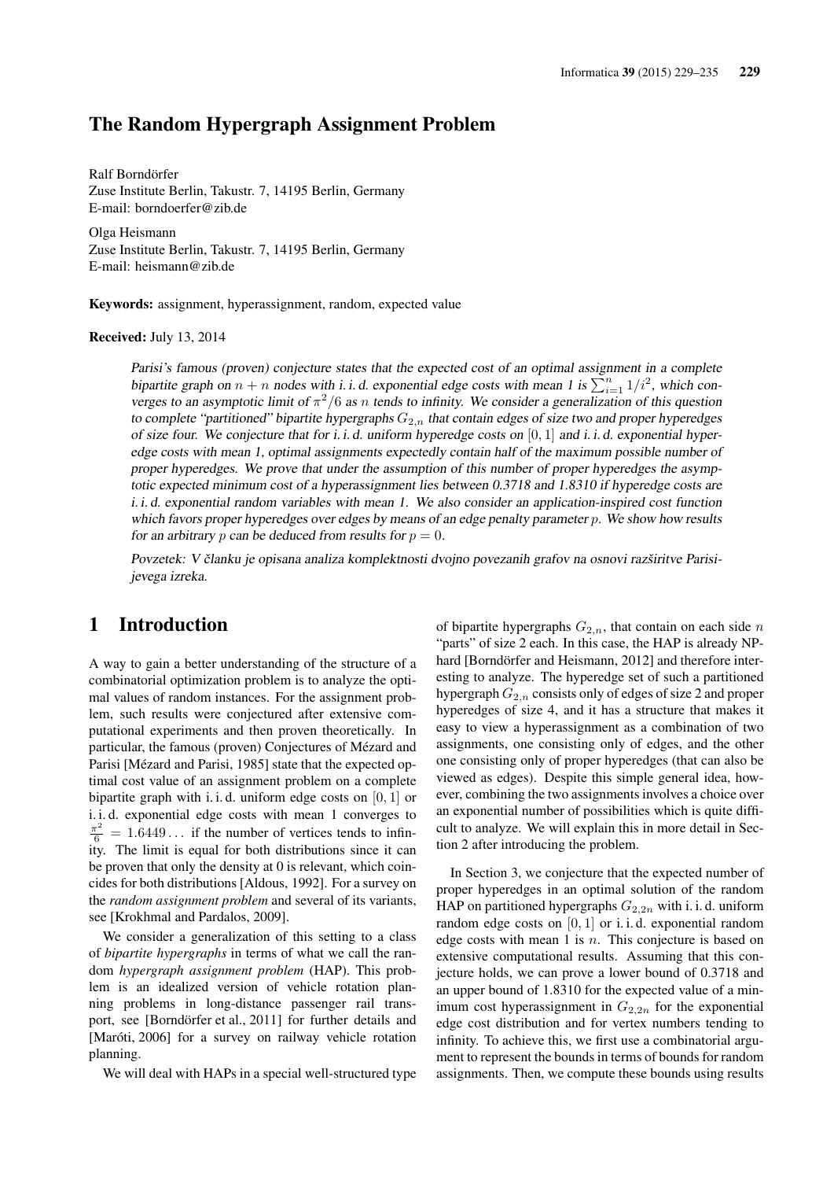# The Random Hypergraph Assignment Problem

Ralf Borndörfer
Zuse Institute Berlin, Takustr. 7, 14195 Berlin, Germany
E-mail: borndoerfer@zib.de

Olga Heismann
Zuse Institute Berlin, Takustr. 7, 14195 Berlin, Germany
E-mail: heismann@zib.de

**Keywords:** assignment, hyperassignment, random, expected value

**Received:** July 13, 2014

*Parisi's famous (proven) conjecture states that the expected cost of an optimal assignment in a complete bipartite graph on $n + n$ nodes with i. i. d. exponential edge costs with mean 1 is $\sum_{i=1}^{n} 1/i^2$, which converges to an asymptotic limit of $\pi^2/6$ as $n$ tends to infinity. We consider a generalization of this question to complete "partitioned" bipartite hypergraphs $G_{2,n}$ that contain edges of size two and proper hyperedges of size four. We conjecture that for i. i. d. uniform hyperedge costs on $[0, 1]$ and i. i. d. exponential hyperedge costs with mean 1, optimal assignments expectedly contain half of the maximum possible number of proper hyperedges. We prove that under the assumption of this number of proper hyperedges the asymptotic expected minimum cost of a hyperassignment lies between 0.3718 and 1.8310 if hyperedge costs are i. i. d. exponential random variables with mean 1. We also consider an application-inspired cost function which favors proper hyperedges over edges by means of an edge penalty parameter $p$. We show how results for an arbitrary $p$ can be deduced from results for $p = 0$.*

*Povzetek: V članku je opisana analiza komplektnosti dvojno povezanih grafov na osnovi razširitve Parisijevega izreka.*

## 1 Introduction

A way to gain a better understanding of the structure of a combinatorial optimization problem is to analyze the optimal values of random instances. For the assignment problem, such results were conjectured after extensive computational experiments and then proven theoretically. In particular, the famous (proven) Conjectures of Mézard and Parisi [Mézard and Parisi, 1985] state that the expected optimal cost value of an assignment problem on a complete bipartite graph with i. i. d. uniform edge costs on $[0, 1]$ or i. i. d. exponential edge costs with mean 1 converges to $\frac{\pi^2}{6} = 1.6449\ldots$ if the number of vertices tends to infinity. The limit is equal for both distributions since it can be proven that only the density at 0 is relevant, which coincides for both distributions [Aldous, 1992]. For a survey on the *random assignment problem* and several of its variants, see [Krokhmal and Pardalos, 2009].

We consider a generalization of this setting to a class of *bipartite hypergraphs* in terms of what we call the random *hypergraph assignment problem* (HAP). This problem is an idealized version of vehicle rotation planning problems in long-distance passenger rail transport, see [Borndörfer et al., 2011] for further details and [Maróti, 2006] for a survey on railway vehicle rotation planning.

We will deal with HAPs in a special well-structured type of bipartite hypergraphs $G_{2,n}$, that contain on each side $n$ "parts" of size 2 each. In this case, the HAP is already NP-hard [Borndörfer and Heismann, 2012] and therefore interesting to analyze. The hyperedge set of such a partitioned hypergraph $G_{2,n}$ consists only of edges of size 2 and proper hyperedges of size 4, and it has a structure that makes it easy to view a hyperassignment as a combination of two assignments, one consisting only of edges, and the other one consisting only of proper hyperedges (that can also be viewed as edges). Despite this simple general idea, however, combining the two assignments involves a choice over an exponential number of possibilities which is quite difficult to analyze. We will explain this in more detail in Section 2 after introducing the problem.

In Section 3, we conjecture that the expected number of proper hyperedges in an optimal solution of the random HAP on partitioned hypergraphs $G_{2,2n}$ with i. i. d. uniform random edge costs on $[0, 1]$ or i. i. d. exponential random edge costs with mean 1 is $n$. This conjecture is based on extensive computational results. Assuming that this conjecture holds, we can prove a lower bound of 0.3718 and an upper bound of 1.8310 for the expected value of a minimum cost hyperassignment in $G_{2,2n}$ for the exponential edge cost distribution and for vertex numbers tending to infinity. To achieve this, we first use a combinatorial argument to represent the bounds in terms of bounds for random assignments. Then, we compute these bounds using results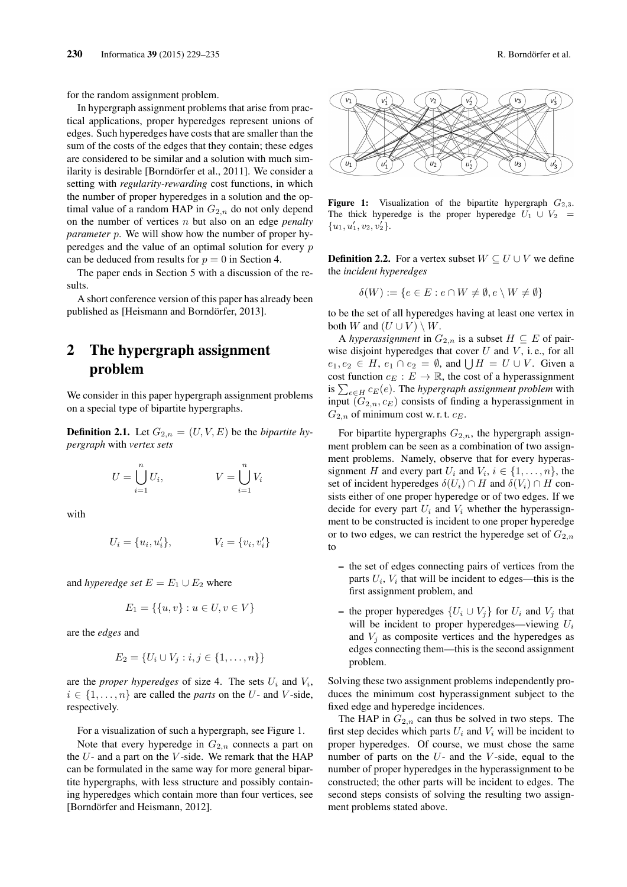for the random assignment problem.

In hypergraph assignment problems that arise from practical applications, proper hyperedges represent unions of edges. Such hyperedges have costs that are smaller than the sum of the costs of the edges that they contain; these edges are considered to be similar and a solution with much similarity is desirable [Borndörfer et al., 2011]. We consider a setting with *regularity-rewarding* cost functions, in which the number of proper hyperedges in a solution and the optimal value of a random HAP in $G_{2,n}$ do not only depend on the number of vertices $n$ but also on an edge *penalty parameter* $p$. We will show how the number of proper hyperedges and the value of an optimal solution for every $p$ can be deduced from results for $p = 0$ in Section 4.

The paper ends in Section 5 with a discussion of the results.

A short conference version of this paper has already been published as [Heismann and Borndörfer, 2013].

## 2 The hypergraph assignment problem

We consider in this paper hypergraph assignment problems on a special type of bipartite hypergraphs.

**Definition 2.1.** Let $G_{2,n} = (U, V, E)$ be the *bipartite hypergraph* with *vertex sets*

$$U = \bigcup_{i=1}^{n} U_i, \qquad V = \bigcup_{i=1}^{n} V_i$$

with

$$U_i = \{u_i, u_i'\}, \qquad V_i = \{v_i, v_i'\}$$

and *hyperedge set* $E = E_1 \cup E_2$ where

$$E_1 = \{\{u, v\} : u \in U, v \in V\}$$

are the *edges* and

$$E_2 = \{U_i \cup V_j : i, j \in \{1, \dots, n\}\}$$

are the *proper hyperedges* of size 4. The sets $U_i$ and $V_i$, $i \in \{1, \dots, n\}$ are called the *parts* on the $U$- and $V$-side, respectively.

For a visualization of such a hypergraph, see Figure 1.

Note that every hyperedge in $G_{2,n}$ connects a part on the $U$- and a part on the $V$-side. We remark that the HAP can be formulated in the same way for more general bipartite hypergraphs, with less structure and possibly containing hyperedges which contain more than four vertices, see [Borndörfer and Heismann, 2012].

**Figure 1:** Visualization of the bipartite hypergraph $G_{2,3}$. The thick hyperedge is the proper hyperedge $U_1 \cup V_2 = \{u_1, u_1', v_2, v_2'\}$.

**Definition 2.2.** For a vertex subset $W \subseteq U \cup V$ we define the *incident hyperedges*

$$\delta(W) := \{e \in E : e \cap W \neq \emptyset, e \setminus W \neq \emptyset\}$$

to be the set of all hyperedges having at least one vertex in both $W$ and $(U \cup V) \setminus W$.

A *hyperassignment* in $G_{2,n}$ is a subset $H \subseteq E$ of pairwise disjoint hyperedges that cover $U$ and $V$, i. e., for all $e_1, e_2 \in H$, $e_1 \cap e_2 = \emptyset$, and $\bigcup H = U \cup V$. Given a cost function $c_E : E \to \mathbb{R}$, the cost of a hyperassignment is $\sum_{e \in H} c_E(e)$. The *hypergraph assignment problem* with input $(G_{2,n}, c_E)$ consists of finding a hyperassignment in $G_{2,n}$ of minimum cost w. r. t. $c_E$.

For bipartite hypergraphs $G_{2,n}$, the hypergraph assignment problem can be seen as a combination of two assignment problems. Namely, observe that for every hyperassignment $H$ and every part $U_i$ and $V_i$, $i \in \{1, \dots, n\}$, the set of incident hyperedges $\delta(U_i) \cap H$ and $\delta(V_i) \cap H$ consists either of one proper hyperedge or of two edges. If we decide for every part $U_i$ and $V_i$ whether the hyperassignment to be constructed is incident to one proper hyperedge or to two edges, we can restrict the hyperedge set of $G_{2,n}$ to

- the set of edges connecting pairs of vertices from the parts $U_i$, $V_i$ that will be incident to edges—this is the first assignment problem, and
- the proper hyperedges $\{U_i \cup V_j\}$ for $U_i$ and $V_j$ that will be incident to proper hyperedges—viewing $U_i$ and $V_j$ as composite vertices and the hyperedges as edges connecting them—this is the second assignment problem.

Solving these two assignment problems independently produces the minimum cost hyperassignment subject to the fixed edge and hyperedge incidences.

The HAP in $G_{2,n}$ can thus be solved in two steps. The first step decides which parts $U_i$ and $V_i$ will be incident to proper hyperedges. Of course, we must chose the same number of parts on the $U$- and the $V$-side, equal to the number of proper hyperedges in the hyperassignment to be constructed; the other parts will be incident to edges. The second steps consists of solving the resulting two assignment problems stated above.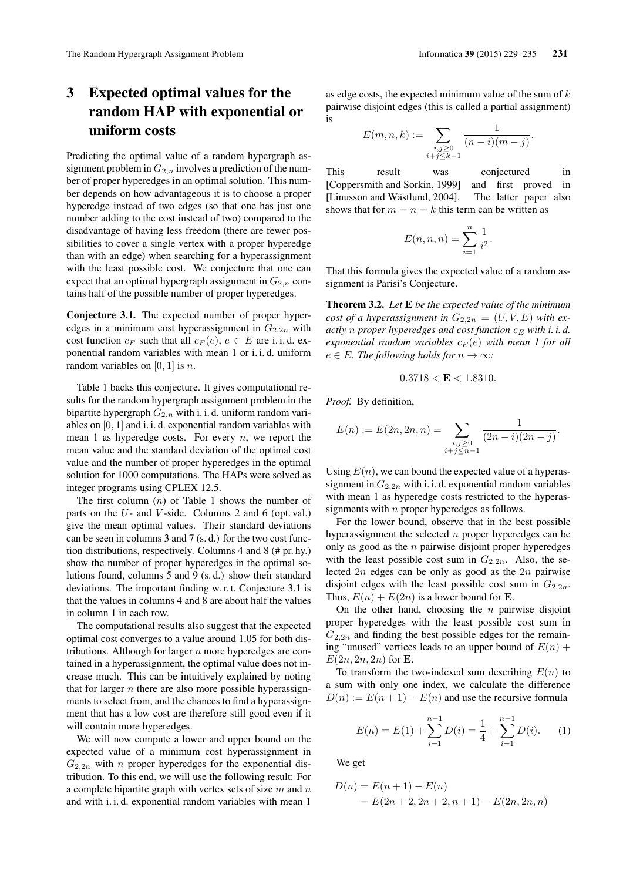## 3 Expected optimal values for the random HAP with exponential or uniform costs

Predicting the optimal value of a random hypergraph assignment problem in $G_{2,n}$ involves a prediction of the number of proper hyperedges in an optimal solution. This number depends on how advantageous it is to choose a proper hyperedge instead of two edges (so that one has just one number adding to the cost instead of two) compared to the disadvantage of having less freedom (there are fewer possibilities to cover a single vertex with a proper hyperedge than with an edge) when searching for a hyperassignment with the least possible cost. We conjecture that one can expect that an optimal hypergraph assignment in $G_{2,n}$ contains half of the possible number of proper hyperedges.

**Conjecture 3.1.** The expected number of proper hyperedges in a minimum cost hyperassignment in $G_{2,2n}$ with cost function $c_E$ such that all $c_E(e)$, $e \in E$ are i. i. d. exponential random variables with mean 1 or i. i. d. uniform random variables on $[0, 1]$ is $n$.

Table 1 backs this conjecture. It gives computational results for the random hypergraph assignment problem in the bipartite hypergraph $G_{2,n}$ with i. i. d. uniform random variables on $[0, 1]$ and i. i. d. exponential random variables with mean 1 as hyperedge costs. For every $n$, we report the mean value and the standard deviation of the optimal cost value and the number of proper hyperedges in the optimal solution for 1000 computations. The HAPs were solved as integer programs using CPLEX 12.5.

The first column ($n$) of Table 1 shows the number of parts on the $U$- and $V$-side. Columns 2 and 6 (opt. val.) give the mean optimal values. Their standard deviations can be seen in columns 3 and 7 (s. d.) for the two cost function distributions, respectively. Columns 4 and 8 (# pr. hy.) show the number of proper hyperedges in the optimal solutions found, columns 5 and 9 (s. d.) show their standard deviations. The important finding w. r. t. Conjecture 3.1 is that the values in columns 4 and 8 are about half the values in column 1 in each row.

The computational results also suggest that the expected optimal cost converges to a value around 1.05 for both distributions. Although for larger $n$ more hyperedges are contained in a hyperassignment, the optimal value does not increase much. This can be intuitively explained by noting that for larger $n$ there are also more possible hyperassignments to select from, and the chances to find a hyperassignment that has a low cost are therefore still good even if it will contain more hyperedges.

We will now compute a lower and upper bound on the expected value of a minimum cost hyperassignment in $G_{2,2n}$ with $n$ proper hyperedges for the exponential distribution. To this end, we will use the following result: For a complete bipartite graph with vertex sets of size $m$ and $n$ and with i. i. d. exponential random variables with mean 1 as edge costs, the expected minimum value of the sum of $k$ pairwise disjoint edges (this is called a partial assignment) is

$$E(m, n, k) := \sum_{\substack{i,j \geq 0 \\ i+j \leq k-1}} \frac{1}{(n-i)(m-j)}.$$

This result was conjectured in [Coppersmith and Sorkin, 1999] and first proved in [Linusson and Wästlund, 2004]. The latter paper also shows that for $m = n = k$ this term can be written as

$$E(n, n, n) = \sum_{i=1}^{n} \frac{1}{i^2}.$$

That this formula gives the expected value of a random assignment is Parisi's Conjecture.

**Theorem 3.2.** *Let* $\mathbf{E}$ *be the expected value of the minimum cost of a hyperassignment in* $G_{2,2n} = (U, V, E)$ *with exactly* $n$ *proper hyperedges and cost function* $c_E$ *with i. i. d. exponential random variables* $c_E(e)$ *with mean 1 for all* $e \in E$*. The following holds for* $n \to \infty$*:*

$$0.3718 < \mathbf{E} < 1.8310.$$

*Proof.* By definition,

$$E(n) := E(2n, 2n, n) = \sum_{\substack{i,j \geq 0 \\ i+j \leq n-1}} \frac{1}{(2n-i)(2n-j)}.$$

Using $E(n)$, we can bound the expected value of a hyperassignment in $G_{2,2n}$ with i. i. d. exponential random variables with mean 1 as hyperedge costs restricted to the hyperassignments with $n$ proper hyperedges as follows.

For the lower bound, observe that in the best possible hyperassignment the selected $n$ proper hyperedges can be only as good as the $n$ pairwise disjoint proper hyperedges with the least possible cost sum in $G_{2,2n}$. Also, the selected $2n$ edges can be only as good as the $2n$ pairwise disjoint edges with the least possible cost sum in $G_{2,2n}$. Thus, $E(n) + E(2n)$ is a lower bound for $\mathbf{E}$.

On the other hand, choosing the $n$ pairwise disjoint proper hyperedges with the least possible cost sum in $G_{2,2n}$ and finding the best possible edges for the remaining "unused" vertices leads to an upper bound of $E(n) + E(2n, 2n, 2n)$ for $\mathbf{E}$.

To transform the two-indexed sum describing $E(n)$ to a sum with only one index, we calculate the difference $D(n) := E(n+1) - E(n)$ and use the recursive formula

$$E(n) = E(1) + \sum_{i=1}^{n-1} D(i) = \frac{1}{4} + \sum_{i=1}^{n-1} D(i). \quad (1)$$

We get

$$\begin{aligned} D(n) &= E(n+1) - E(n) \\ &= E(2n+2, 2n+2, n+1) - E(2n, 2n, n) \end{aligned}$$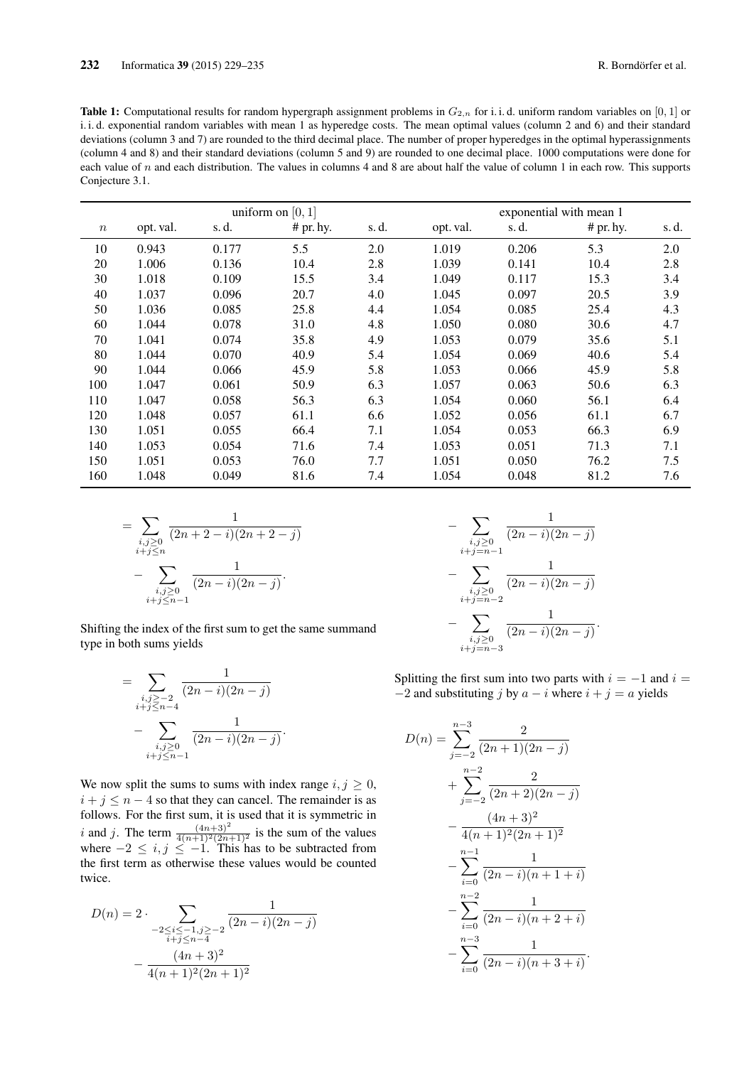**Table 1:** Computational results for random hypergraph assignment problems in $G_{2,n}$ for i. i. d. uniform random variables on $[0, 1]$ or i. i. d. exponential random variables with mean 1 as hyperedge costs. The mean optimal values (column 2 and 6) and their standard deviations (column 3 and 7) are rounded to the third decimal place. The number of proper hyperedges in the optimal hyperassignments (column 4 and 8) and their standard deviations (column 5 and 9) are rounded to one decimal place. 1000 computations were done for each value of $n$ and each distribution. The values in columns 4 and 8 are about half the value of column 1 in each row. This supports Conjecture 3.1.

| | uniform on $[0, 1]$ | | | | exponential with mean 1 | | | |
|---|---|---|---|---|---|---|---|---|
| $n$ | opt. val. | s. d. | # pr. hy. | s. d. | opt. val. | s. d. | # pr. hy. | s. d. |
| 10 | 0.943 | 0.177 | 5.5 | 2.0 | 1.019 | 0.206 | 5.3 | 2.0 |
| 20 | 1.006 | 0.136 | 10.4 | 2.8 | 1.039 | 0.141 | 10.4 | 2.8 |
| 30 | 1.018 | 0.109 | 15.5 | 3.4 | 1.049 | 0.117 | 15.3 | 3.4 |
| 40 | 1.037 | 0.096 | 20.7 | 4.0 | 1.045 | 0.097 | 20.5 | 3.9 |
| 50 | 1.036 | 0.085 | 25.8 | 4.4 | 1.054 | 0.085 | 25.4 | 4.3 |
| 60 | 1.044 | 0.078 | 31.0 | 4.8 | 1.050 | 0.080 | 30.6 | 4.7 |
| 70 | 1.041 | 0.074 | 35.8 | 4.9 | 1.053 | 0.079 | 35.6 | 5.1 |
| 80 | 1.044 | 0.070 | 40.9 | 5.4 | 1.054 | 0.069 | 40.6 | 5.4 |
| 90 | 1.044 | 0.066 | 45.9 | 5.8 | 1.053 | 0.066 | 45.9 | 5.8 |
| 100 | 1.047 | 0.061 | 50.9 | 6.3 | 1.057 | 0.063 | 50.6 | 6.3 |
| 110 | 1.047 | 0.058 | 56.3 | 6.3 | 1.054 | 0.060 | 56.1 | 6.4 |
| 120 | 1.048 | 0.057 | 61.1 | 6.6 | 1.052 | 0.056 | 61.1 | 6.7 |
| 130 | 1.051 | 0.055 | 66.4 | 7.1 | 1.054 | 0.053 | 66.3 | 6.9 |
| 140 | 1.053 | 0.054 | 71.6 | 7.4 | 1.053 | 0.051 | 71.3 | 7.1 |
| 150 | 1.051 | 0.053 | 76.0 | 7.7 | 1.051 | 0.050 | 76.2 | 7.5 |
| 160 | 1.048 | 0.049 | 81.6 | 7.4 | 1.054 | 0.048 | 81.2 | 7.6 |

$$= \sum_{\substack{i,j\geq 0\\ i+j\leq n}} \frac{1}{(2n+2-i)(2n+2-j)} - \sum_{\substack{i,j\geq 0\\ i+j\leq n-1}} \frac{1}{(2n-i)(2n-j)}.$$

Shifting the index of the first sum to get the same summand type in both sums yields

$$= \sum_{\substack{i,j\geq -2\\ i+j\leq n-4}} \frac{1}{(2n-i)(2n-j)} - \sum_{\substack{i,j\geq 0\\ i+j\leq n-1}} \frac{1}{(2n-i)(2n-j)}.$$

We now split the sums to sums with index range $i, j \geq 0$, $i + j \leq n - 4$ so that they can cancel. The remainder is as follows. For the first sum, it is used that it is symmetric in $i$ and $j$. The term $\frac{(4n+3)^2}{4(n+1)^2(2n+1)^2}$ is the sum of the values where $-2 \leq i, j \leq -1$. This has to be subtracted from the first term as otherwise these values would be counted twice.

$$\begin{aligned} D(n) = 2 \cdot &\sum_{\substack{-2\leq i\leq -1, j\geq -2\\ i+j\leq n-4}} \frac{1}{(2n-i)(2n-j)} \\ &- \frac{(4n+3)^2}{4(n+1)^2(2n+1)^2} \\ &- \sum_{\substack{i,j\geq 0\\ i+j=n-1}} \frac{1}{(2n-i)(2n-j)} \\ &- \sum_{\substack{i,j\geq 0\\ i+j=n-2}} \frac{1}{(2n-i)(2n-j)} \\ &- \sum_{\substack{i,j\geq 0\\ i+j=n-3}} \frac{1}{(2n-i)(2n-j)}. \end{aligned}$$

Splitting the first sum into two parts with $i = -1$ and $i = -2$ and substituting $j$ by $a - i$ where $i + j = a$ yields

$$\begin{aligned} D(n) = &\sum_{j=-2}^{n-3} \frac{2}{(2n+1)(2n-j)} \\ &+ \sum_{j=-2}^{n-2} \frac{2}{(2n+2)(2n-j)} \\ &- \frac{(4n+3)^2}{4(n+1)^2(2n+1)^2} \\ &- \sum_{i=0}^{n-1} \frac{1}{(2n-i)(n+1+i)} \\ &- \sum_{i=0}^{n-2} \frac{1}{(2n-i)(n+2+i)} \\ &- \sum_{i=0}^{n-3} \frac{1}{(2n-i)(n+3+i)}. \end{aligned}$$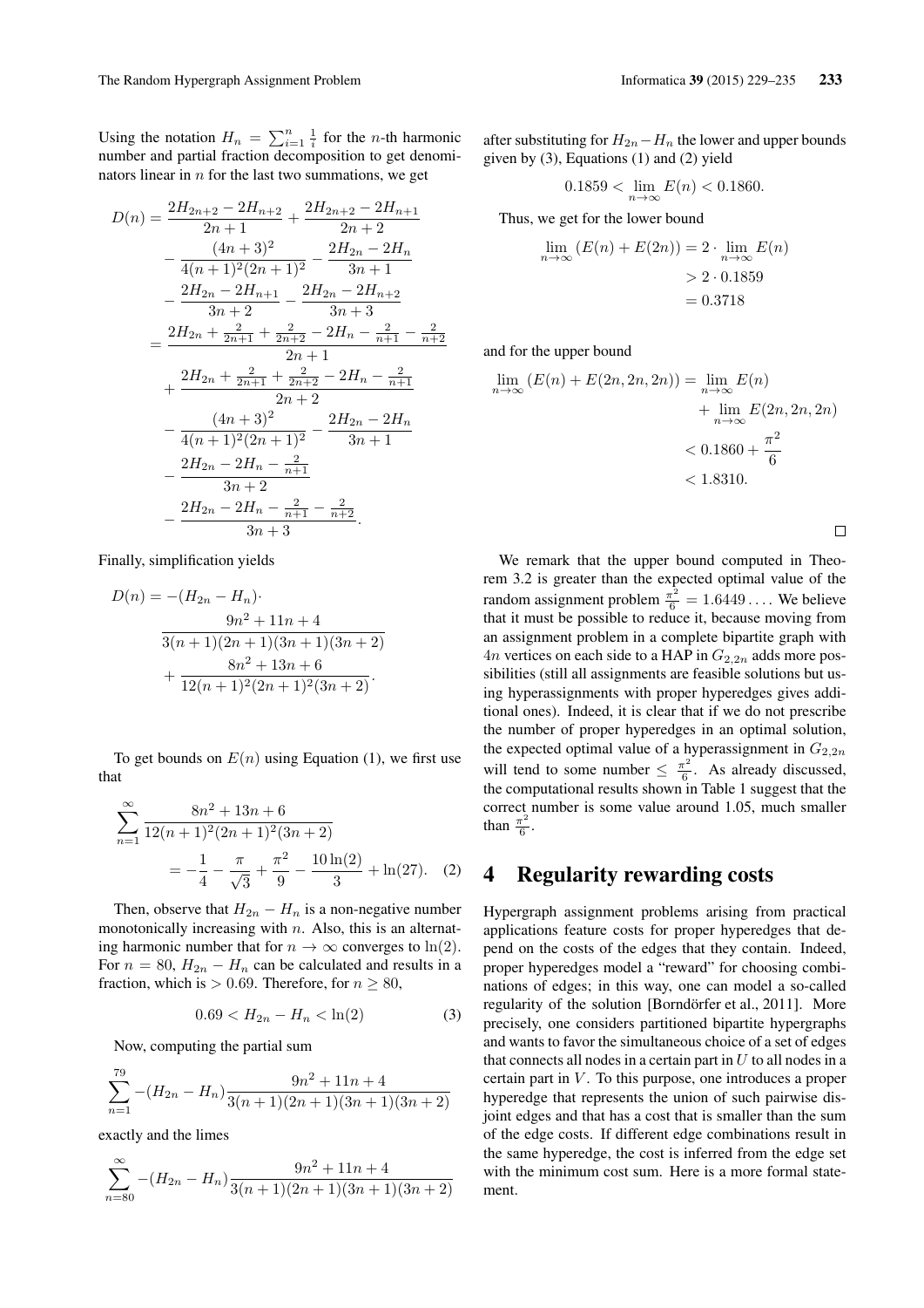Using the notation $H_n = \sum_{i=1}^{n} \frac{1}{i}$ for the $n$-th harmonic number and partial fraction decomposition to get denominators linear in $n$ for the last two summations, we get

$$
\begin{aligned}
D(n) &= \frac{2H_{2n+2} - 2H_{n+2}}{2n+1} + \frac{2H_{2n+2} - 2H_{n+1}}{2n+2} \\
&\quad - \frac{(4n+3)^2}{4(n+1)^2(2n+1)^2} - \frac{2H_{2n} - 2H_n}{3n+1} \\
&\quad - \frac{2H_{2n} - 2H_{n+1}}{3n+2} - \frac{2H_{2n} - 2H_{n+2}}{3n+3} \\
&= \frac{2H_{2n} + \frac{2}{2n+1} + \frac{2}{2n+2} - 2H_n - \frac{2}{n+1} - \frac{2}{n+2}}{2n+1} \\
&\quad + \frac{2H_{2n} + \frac{2}{2n+1} + \frac{2}{2n+2} - 2H_n - \frac{2}{n+1}}{2n+2} \\
&\quad - \frac{(4n+3)^2}{4(n+1)^2(2n+1)^2} - \frac{2H_{2n} - 2H_n}{3n+1} \\
&\quad - \frac{2H_{2n} - 2H_n - \frac{2}{n+1}}{3n+2} \\
&\quad - \frac{2H_{2n} - 2H_n - \frac{2}{n+1} - \frac{2}{n+2}}{3n+3}.
\end{aligned}
$$

Finally, simplification yields

$$
\begin{aligned}
D(n) &= -(H_{2n} - H_n) \cdot \\
&\quad \frac{9n^2 + 11n + 4}{3(n+1)(2n+1)(3n+1)(3n+2)} \\
&\quad + \frac{8n^2 + 13n + 6}{12(n+1)^2(2n+1)^2(3n+2)}.
\end{aligned}
$$

To get bounds on $E(n)$ using Equation (1), we first use that

$$
\begin{aligned}
\sum_{n=1}^{\infty} & \frac{8n^2 + 13n + 6}{12(n+1)^2(2n+1)^2(3n+2)} \\
&= -\frac{1}{4} - \frac{\pi}{\sqrt{3}} + \frac{\pi^2}{9} - \frac{10\ln(2)}{3} + \ln(27). \quad (2)
\end{aligned}
$$

Then, observe that $H_{2n} - H_n$ is a non-negative number monotonically increasing with $n$. Also, this is an alternating harmonic number that for $n \to \infty$ converges to $\ln(2)$. For $n = 80$, $H_{2n} - H_n$ can be calculated and results in a fraction, which is $> 0.69$. Therefore, for $n \geq 80$,

$$
0.69 < H_{2n} - H_n < \ln(2) \quad (3)
$$

Now, computing the partial sum

$$
\sum_{n=1}^{79} -(H_{2n} - H_n) \frac{9n^2 + 11n + 4}{3(n+1)(2n+1)(3n+1)(3n+2)}
$$

exactly and the limes

$$
\sum_{n=80}^{\infty} -(H_{2n} - H_n) \frac{9n^2 + 11n + 4}{3(n+1)(2n+1)(3n+1)(3n+2)}
$$

after substituting for $H_{2n} - H_n$ the lower and upper bounds given by (3), Equations (1) and (2) yield

$$
0.1859 < \lim_{n\to\infty} E(n) < 0.1860.
$$

Thus, we get for the lower bound

$$
\begin{aligned}
\lim_{n\to\infty} (E(n) + E(2n)) &= 2 \cdot \lim_{n\to\infty} E(n) \\
&> 2 \cdot 0.1859 \\
&= 0.3718
\end{aligned}
$$

and for the upper bound

$$
\begin{aligned}
\lim_{n\to\infty} (E(n) + E(2n, 2n, 2n)) &= \lim_{n\to\infty} E(n) \\
&\quad + \lim_{n\to\infty} E(2n, 2n, 2n) \\
&< 0.1860 + \frac{\pi^2}{6} \\
&< 1.8310.
\end{aligned}
$$

□

We remark that the upper bound computed in Theorem 3.2 is greater than the expected optimal value of the random assignment problem $\frac{\pi^2}{6} = 1.6449\ldots$. We believe that it must be possible to reduce it, because moving from an assignment problem in a complete bipartite graph with $4n$ vertices on each side to a HAP in $G_{2,2n}$ adds more possibilities (still all assignments are feasible solutions but using hyperassignments with proper hyperedges gives additional ones). Indeed, it is clear that if we do not prescribe the number of proper hyperedges in an optimal solution, the expected optimal value of a hyperassignment in $G_{2,2n}$ will tend to some number $\leq \frac{\pi^2}{6}$. As already discussed, the computational results shown in Table 1 suggest that the correct number is some value around 1.05, much smaller than $\frac{\pi^2}{6}$.

## 4 Regularity rewarding costs

Hypergraph assignment problems arising from practical applications feature costs for proper hyperedges that depend on the costs of the edges that they contain. Indeed, proper hyperedges model a "reward" for choosing combinations of edges; in this way, one can model a so-called regularity of the solution [Borndörfer et al., 2011]. More precisely, one considers partitioned bipartite hypergraphs and wants to favor the simultaneous choice of a set of edges that connects all nodes in a certain part in $U$ to all nodes in a certain part in $V$. To this purpose, one introduces a proper hyperedge that represents the union of such pairwise disjoint edges and that has a cost that is smaller than the sum of the edge costs. If different edge combinations result in the same hyperedge, the cost is inferred from the edge set with the minimum cost sum. Here is a more formal statement.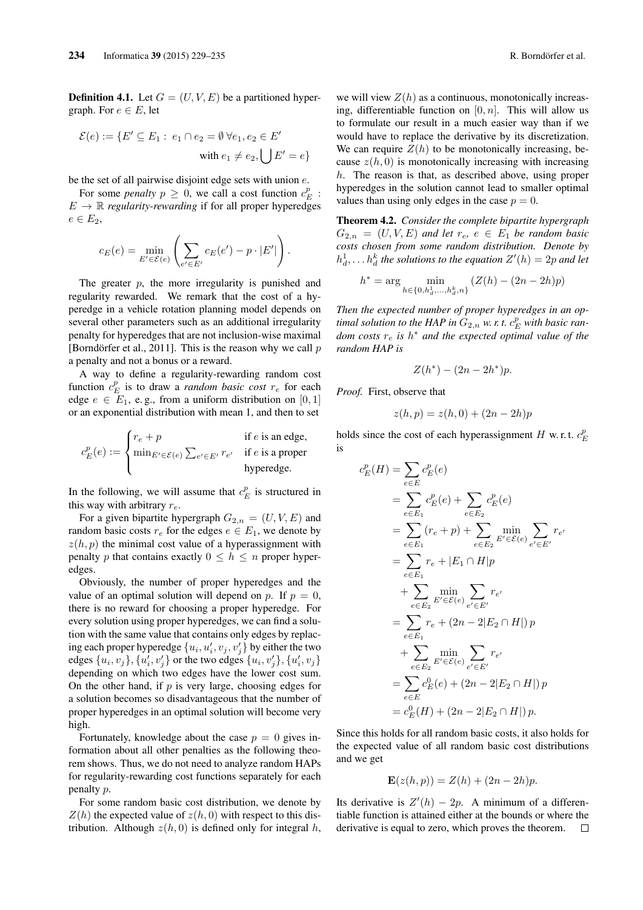**Definition 4.1.** Let $G = (U, V, E)$ be a partitioned hypergraph. For $e \in E$, let

$$\mathcal{E}(e) := \{E' \subseteq E_1 : \ e_1 \cap e_2 = \emptyset \ \forall e_1, e_2 \in E' \text{ with } e_1 \neq e_2, \bigcup E' = e\}$$

be the set of all pairwise disjoint edge sets with union $e$.

For some *penalty* $p \geq 0$, we call a cost function $c_E^p : E \to \mathbb{R}$ *regularity-rewarding* if for all proper hyperedges $e \in E_2$,

$$c_E(e) = \min_{E' \in \mathcal{E}(e)} \left( \sum_{e' \in E'} c_E(e') - p \cdot |E'| \right).$$

The greater $p$, the more irregularity is punished and regularity rewarded. We remark that the cost of a hyperedge in a vehicle rotation planning model depends on several other parameters such as an additional irregularity penalty for hyperedges that are not inclusion-wise maximal [Borndörfer et al., 2011]. This is the reason why we call $p$ a penalty and not a bonus or a reward.

A way to define a regularity-rewarding random cost function $c_E^p$ is to draw a *random basic cost* $r_e$ for each edge $e \in E_1$, e.g., from a uniform distribution on $[0, 1]$ or an exponential distribution with mean 1, and then to set

$$c_E^p(e) := \begin{cases} r_e + p & \text{if } e \text{ is an edge,} \\ \min_{E' \in \mathcal{E}(e)} \sum_{e' \in E'} r_{e'} & \text{if } e \text{ is a proper hyperedge.} \end{cases}$$

In the following, we will assume that $c_E^p$ is structured in this way with arbitrary $r_e$.

For a given bipartite hypergraph $G_{2,n} = (U, V, E)$ and random basic costs $r_e$ for the edges $e \in E_1$, we denote by $z(h, p)$ the minimal cost value of a hyperassignment with penalty $p$ that contains exactly $0 \leq h \leq n$ proper hyperedges.

Obviously, the number of proper hyperedges and the value of an optimal solution will depend on $p$. If $p = 0$, there is no reward for choosing a proper hyperedge. For every solution using proper hyperedges, we can find a solution with the same value that contains only edges by replacing each proper hyperedge $\{u_i, u_i', v_j, v_j'\}$ by either the two edges $\{u_i, v_j\}, \{u_i', v_j'\}$ or the two edges $\{u_i, v_j'\}, \{u_i', v_j\}$ depending on which two edges have the lower cost sum. On the other hand, if $p$ is very large, choosing edges for a solution becomes so disadvantageous that the number of proper hyperedges in an optimal solution will become very high.

Fortunately, knowledge about the case $p = 0$ gives information about all other penalties as the following theorem shows. Thus, we do not need to analyze random HAPs for regularity-rewarding cost functions separately for each penalty $p$.

For some random basic cost distribution, we denote by $Z(h)$ the expected value of $z(h, 0)$ with respect to this distribution. Although $z(h, 0)$ is defined only for integral $h$, we will view $Z(h)$ as a continuous, monotonically increasing, differentiable function on $[0, n]$. This will allow us to formulate our result in a much easier way than if we would have to replace the derivative by its discretization. We can require $Z(h)$ to be monotonically increasing, because $z(h, 0)$ is monotonically increasing with increasing $h$. The reason is that, as described above, using proper hyperedges in the solution cannot lead to smaller optimal values than using only edges in the case $p = 0$.

**Theorem 4.2.** *Consider the complete bipartite hypergraph $G_{2,n} = (U, V, E)$ and let $r_e$, $e \in E_1$ be random basic costs chosen from some random distribution. Denote by $h_d^1, \ldots h_d^k$ the solutions to the equation $Z'(h) = 2p$ and let*

$$h^* = \arg \min_{h \in \{0, h_d^1, \ldots, h_d^k, n\}} (Z(h) - (2n - 2h)p)$$

*Then the expected number of proper hyperedges in an optimal solution to the HAP in $G_{2,n}$ w. r. t. $c_E^p$ with basic random costs $r_e$ is $h^*$ and the expected optimal value of the random HAP is*

$$Z(h^*) - (2n - 2h^*)p.$$

*Proof.* First, observe that

$$z(h, p) = z(h, 0) + (2n - 2h)p$$

holds since the cost of each hyperassignment $H$ w. r. t. $c_E^p$ is

$$\begin{aligned}
c_E^p(H) &= \sum_{e \in E} c_E^p(e) \\
&= \sum_{e \in E_1} c_E^p(e) + \sum_{e \in E_2} c_E^p(e) \\
&= \sum_{e \in E_1} (r_e + p) + \sum_{e \in E_2} \min_{E' \in \mathcal{E}(e)} \sum_{e' \in E'} r_{e'} \\
&= \sum_{e \in E_1} r_e + |E_1 \cap H| p \\
&\quad + \sum_{e \in E_2} \min_{E' \in \mathcal{E}(e)} \sum_{e' \in E'} r_{e'} \\
&= \sum_{e \in E_1} r_e + (2n - 2|E_2 \cap H|)\, p \\
&\quad + \sum_{e \in E_2} \min_{E' \in \mathcal{E}(e)} \sum_{e' \in E'} r_{e'} \\
&= \sum_{e \in E} c_E^0(e) + (2n - 2|E_2 \cap H|)\, p \\
&= c_E^0(H) + (2n - 2|E_2 \cap H|)\, p.
\end{aligned}$$

Since this holds for all random basic costs, it also holds for the expected value of all random basic cost distributions and we get

$$\mathbf{E}(z(h, p)) = Z(h) + (2n - 2h)p.$$

Its derivative is $Z'(h) - 2p$. A minimum of a differentiable function is attained either at the bounds or where the derivative is equal to zero, which proves the theorem. $\square$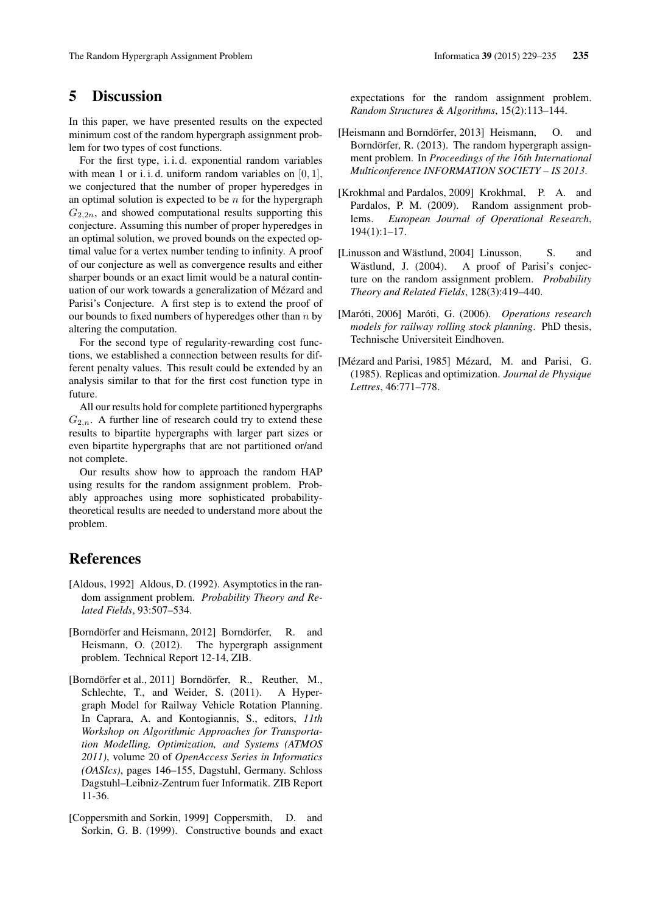## 5 Discussion

In this paper, we have presented results on the expected minimum cost of the random hypergraph assignment problem for two types of cost functions.

For the first type, i. i. d. exponential random variables with mean 1 or i. i. d. uniform random variables on $[0, 1]$, we conjectured that the number of proper hyperedges in an optimal solution is expected to be $n$ for the hypergraph $G_{2,2n}$, and showed computational results supporting this conjecture. Assuming this number of proper hyperedges in an optimal solution, we proved bounds on the expected optimal value for a vertex number tending to infinity. A proof of our conjecture as well as convergence results and either sharper bounds or an exact limit would be a natural continuation of our work towards a generalization of Mézard and Parisi's Conjecture. A first step is to extend the proof of our bounds to fixed numbers of hyperedges other than $n$ by altering the computation.

For the second type of regularity-rewarding cost functions, we established a connection between results for different penalty values. This result could be extended by an analysis similar to that for the first cost function type in future.

All our results hold for complete partitioned hypergraphs $G_{2,n}$. A further line of research could try to extend these results to bipartite hypergraphs with larger part sizes or even bipartite hypergraphs that are not partitioned or/and not complete.

Our results show how to approach the random HAP using results for the random assignment problem. Probably approaches using more sophisticated probability-theoretical results are needed to understand more about the problem.

## References

[Aldous, 1992] Aldous, D. (1992). Asymptotics in the random assignment problem. *Probability Theory and Related Fields*, 93:507–534.

[Borndörfer and Heismann, 2012] Borndörfer, R. and Heismann, O. (2012). The hypergraph assignment problem. Technical Report 12-14, ZIB.

[Borndörfer et al., 2011] Borndörfer, R., Reuther, M., Schlechte, T., and Weider, S. (2011). A Hypergraph Model for Railway Vehicle Rotation Planning. In Caprara, A. and Kontogiannis, S., editors, *11th Workshop on Algorithmic Approaches for Transportation Modelling, Optimization, and Systems (ATMOS 2011)*, volume 20 of *OpenAccess Series in Informatics (OASIcs)*, pages 146–155, Dagstuhl, Germany. Schloss Dagstuhl–Leibniz-Zentrum fuer Informatik. ZIB Report 11-36.

[Coppersmith and Sorkin, 1999] Coppersmith, D. and Sorkin, G. B. (1999). Constructive bounds and exact expectations for the random assignment problem. *Random Structures & Algorithms*, 15(2):113–144.

[Heismann and Borndörfer, 2013] Heismann, O. and Borndörfer, R. (2013). The random hypergraph assignment problem. In *Proceedings of the 16th International Multiconference INFORMATION SOCIETY – IS 2013*.

[Krokhmal and Pardalos, 2009] Krokhmal, P. A. and Pardalos, P. M. (2009). Random assignment problems. *European Journal of Operational Research*, 194(1):1–17.

[Linusson and Wästlund, 2004] Linusson, S. and Wästlund, J. (2004). A proof of Parisi's conjecture on the random assignment problem. *Probability Theory and Related Fields*, 128(3):419–440.

[Maróti, 2006] Maróti, G. (2006). *Operations research models for railway rolling stock planning*. PhD thesis, Technische Universiteit Eindhoven.

[Mézard and Parisi, 1985] Mézard, M. and Parisi, G. (1985). Replicas and optimization. *Journal de Physique Lettres*, 46:771–778.